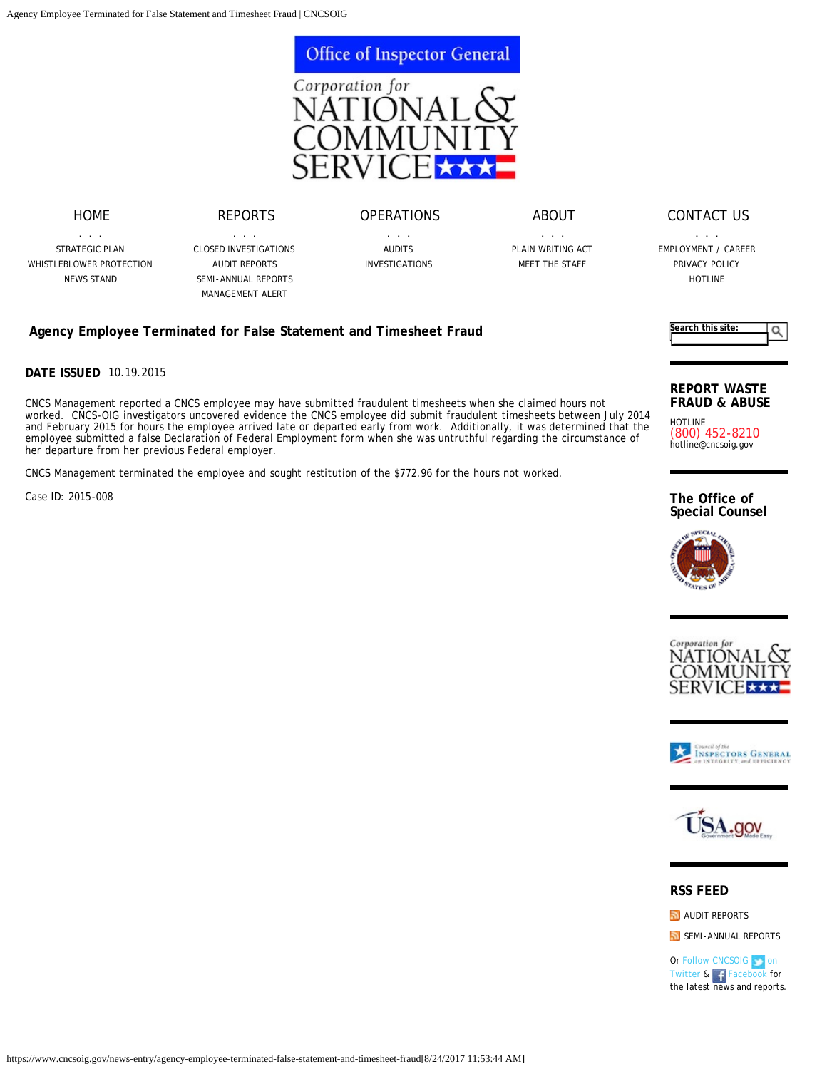Office of Inspector General

Corporation for NATIONAL & COMMUNITY SERVICE

HOME
. . .
STRATEGIC PLAN
WHISTLEBLOWER PROTECTION
NEWS STAND

REPORTS
. . .
CLOSED INVESTIGATIONS
AUDIT REPORTS
SEMI-ANNUAL REPORTS
MANAGEMENT ALERT

OPERATIONS
. . .
AUDITS
INVESTIGATIONS

ABOUT
. . .
PLAIN WRITING ACT
MEET THE STAFF

CONTACT US
. . .
EMPLOYMENT / CAREER
PRIVACY POLICY
HOTLINE

# Agency Employee Terminated for False Statement and Timesheet Fraud

**DATE ISSUED** 10.19.2015

CNCS Management reported a CNCS employee may have submitted fraudulent timesheets when she claimed hours not worked. CNCS-OIG investigators uncovered evidence the CNCS employee did submit fraudulent timesheets between July 2014 and February 2015 for hours the employee arrived late or departed early from work. Additionally, it was determined that the employee submitted a false Declaration of Federal Employment form when she was untruthful regarding the circumstance of her departure from her previous Federal employer.

CNCS Management terminated the employee and sought restitution of the $772.96 for the hours not worked.

Case ID: 2015-008

Search this site:

## REPORT WASTE FRAUD & ABUSE

HOTLINE
(800) 452-8210
hotline@cncsoig.gov

## The Office of Special Counsel

## RSS FEED

AUDIT REPORTS

SEMI-ANNUAL REPORTS

Or Follow CNCSOIG on Twitter & Facebook for the latest news and reports.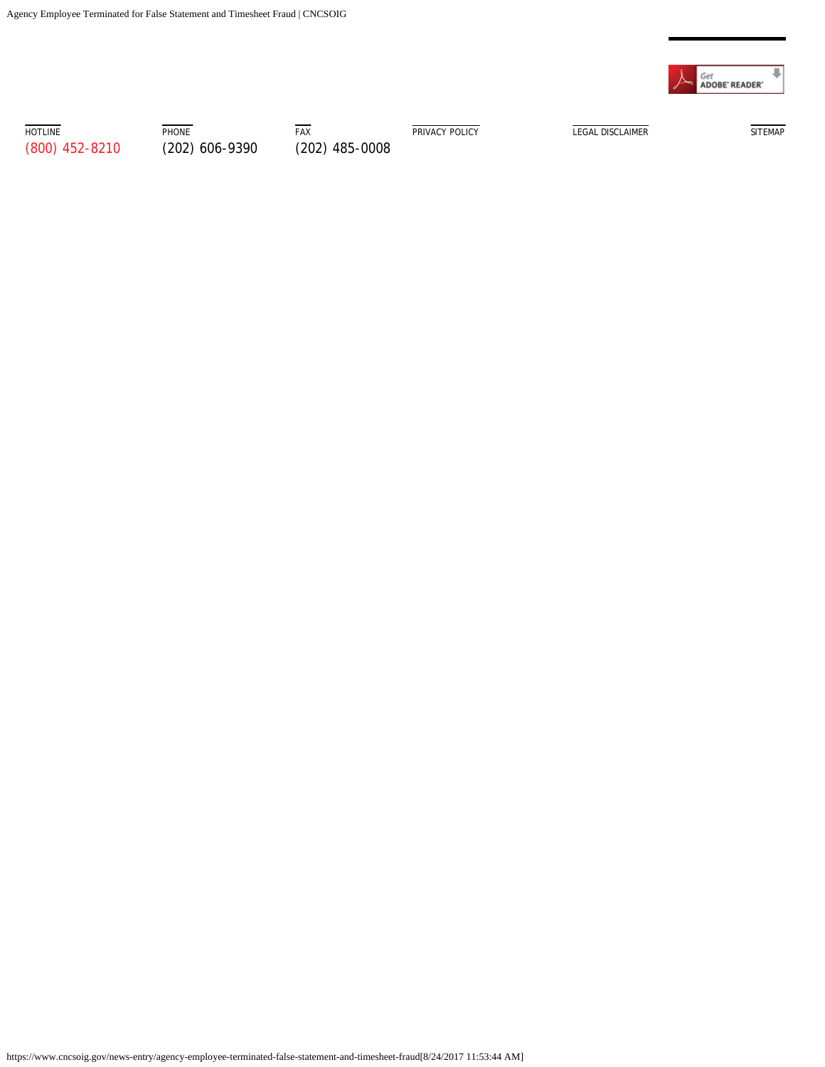HOTLINE
(800) 452-8210

PHONE
(202) 606-9390

FAX
(202) 485-0008

PRIVACY POLICY

LEGAL DISCLAIMER

SITEMAP